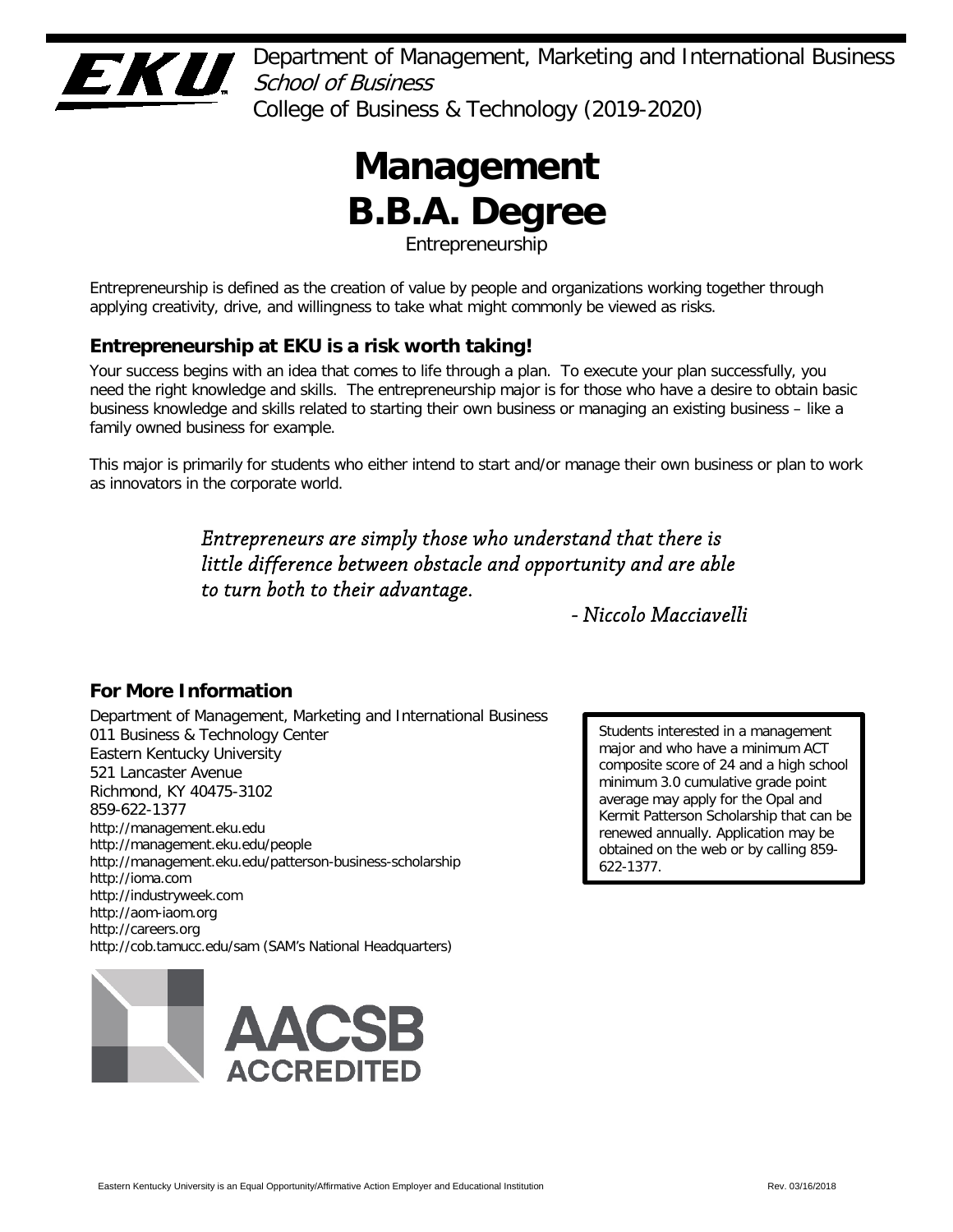Department of Management, Marketing and International Business
*School of Business*
College of Business & Technology (2019-2020)

# Management B.B.A. Degree

Entrepreneurship

Entrepreneurship is defined as the creation of value by people and organizations working together through applying creativity, drive, and willingness to take what might commonly be viewed as risks.

## Entrepreneurship at EKU is a risk worth taking!

Your success begins with an idea that comes to life through a plan. To execute your plan successfully, you need the right knowledge and skills. The entrepreneurship major is for those who have a desire to obtain basic business knowledge and skills related to starting their own business or managing an existing business – like a family owned business for example.

This major is primarily for students who either intend to start and/or manage their own business or plan to work as innovators in the corporate world.

*Entrepreneurs are simply those who understand that there is little difference between obstacle and opportunity and are able to turn both to their advantage.*

*- Niccolo Macciavelli*

## For More Information

Department of Management, Marketing and International Business
011 Business & Technology Center
Eastern Kentucky University
521 Lancaster Avenue
Richmond, KY 40475-3102
859-622-1377
http://management.eku.edu
http://management.eku.edu/people
http://management.eku.edu/patterson-business-scholarship
http://ioma.com
http://industryweek.com
http://aom-iaom.org
http://careers.org
http://cob.tamucc.edu/sam (SAM's National Headquarters)

Students interested in a management major and who have a minimum ACT composite score of 24 and a high school minimum 3.0 cumulative grade point average may apply for the Opal and Kermit Patterson Scholarship that can be renewed annually. Application may be obtained on the web or by calling 859-622-1377.

AACSB ACCREDITED

Eastern Kentucky University is an Equal Opportunity/Affirmative Action Employer and Educational Institution

Rev. 03/16/2018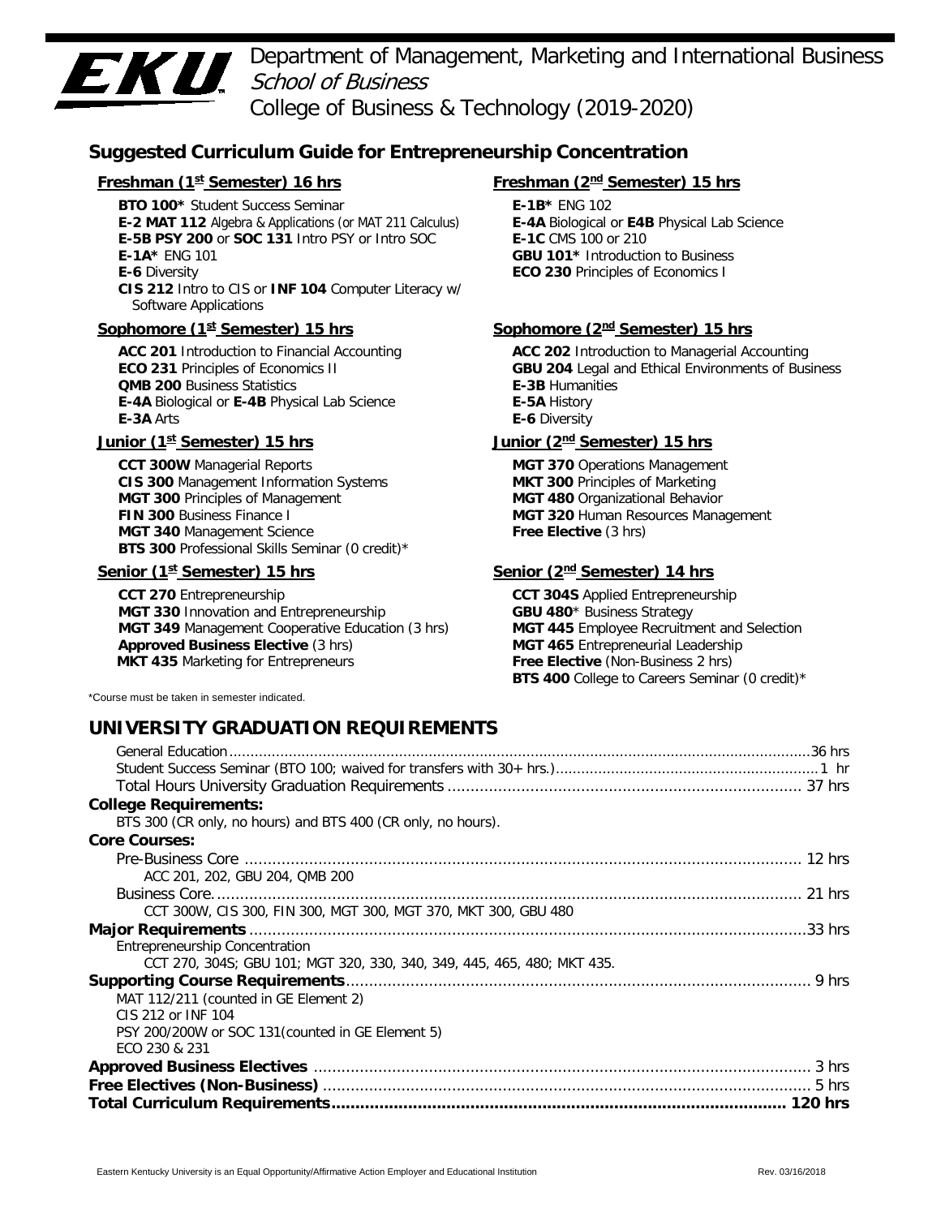Department of Management, Marketing and International Business
*School of Business*
College of Business & Technology (2019-2020)

## Suggested Curriculum Guide for Entrepreneurship Concentration

### Freshman (1st Semester) 16 hrs

**BTO 100*** Student Success Seminar
**E-2 MAT 112** Algebra & Applications (or MAT 211 Calculus)
**E-5B PSY 200** or **SOC 131** Intro PSY or Intro SOC
**E-1A*** ENG 101
**E-6** Diversity
**CIS 212** Intro to CIS or **INF 104** Computer Literacy w/ Software Applications

### Freshman (2nd Semester) 15 hrs

**E-1B*** ENG 102
**E-4A** Biological or **E4B** Physical Lab Science
**E-1C** CMS 100 or 210
**GBU 101*** Introduction to Business
**ECO 230** Principles of Economics I

### Sophomore (1st Semester) 15 hrs

**ACC 201** Introduction to Financial Accounting
**ECO 231** Principles of Economics II
**QMB 200** Business Statistics
**E-4A** Biological or **E-4B** Physical Lab Science
**E-3A** Arts

### Sophomore (2nd Semester) 15 hrs

**ACC 202** Introduction to Managerial Accounting
**GBU 204** Legal and Ethical Environments of Business
**E-3B** Humanities
**E-5A** History
**E-6** Diversity

### Junior (1st Semester) 15 hrs

**CCT 300W** Managerial Reports
**CIS 300** Management Information Systems
**MGT 300** Principles of Management
**FIN 300** Business Finance I
**MGT 340** Management Science
**BTS 300** Professional Skills Seminar (0 credit)*

### Junior (2nd Semester) 15 hrs

**MGT 370** Operations Management
**MKT 300** Principles of Marketing
**MGT 480** Organizational Behavior
**MGT 320** Human Resources Management
**Free Elective** (3 hrs)

### Senior (1st Semester) 15 hrs

**CCT 270** Entrepreneurship
**MGT 330** Innovation and Entrepreneurship
**MGT 349** Management Cooperative Education (3 hrs)
**Approved Business Elective** (3 hrs)
**MKT 435** Marketing for Entrepreneurs

### Senior (2nd Semester) 14 hrs

**CCT 304S** Applied Entrepreneurship
**GBU 480*** Business Strategy
**MGT 445** Employee Recruitment and Selection
**MGT 465** Entrepreneurial Leadership
**Free Elective** (Non-Business 2 hrs)
**BTS 400** College to Careers Seminar (0 credit)*

*Course must be taken in semester indicated.

## UNIVERSITY GRADUATION REQUIREMENTS

General Education ....................................................... 36 hrs
Student Success Seminar (BTO 100; waived for transfers with 30+ hrs.) ....................... 1 hr
Total Hours University Graduation Requirements ....................................... 37 hrs

**College Requirements:**
BTS 300 (CR only, no hours) and BTS 400 (CR only, no hours).

**Core Courses:**
Pre-Business Core ....................................................... 12 hrs
ACC 201, 202, GBU 204, QMB 200
Business Core ............................................................ 21 hrs
CCT 300W, CIS 300, FIN 300, MGT 300, MGT 370, MKT 300, GBU 480

**Major Requirements** ...................................................... 33 hrs
Entrepreneurship Concentration
CCT 270, 304S; GBU 101; MGT 320, 330, 340, 349, 445, 465, 480; MKT 435.

**Supporting Course Requirements** ............................................ 9 hrs
MAT 112/211 (counted in GE Element 2)
CIS 212 or INF 104
PSY 200/200W or SOC 131(counted in GE Element 5)
ECO 230 & 231

**Approved Business Electives** ............................................... 3 hrs
**Free Electives (Non-Business)** ............................................. 5 hrs
**Total Curriculum Requirements** ............................................ **120 hrs**

Eastern Kentucky University is an Equal Opportunity/Affirmative Action Employer and Educational Institution

Rev. 03/16/2018